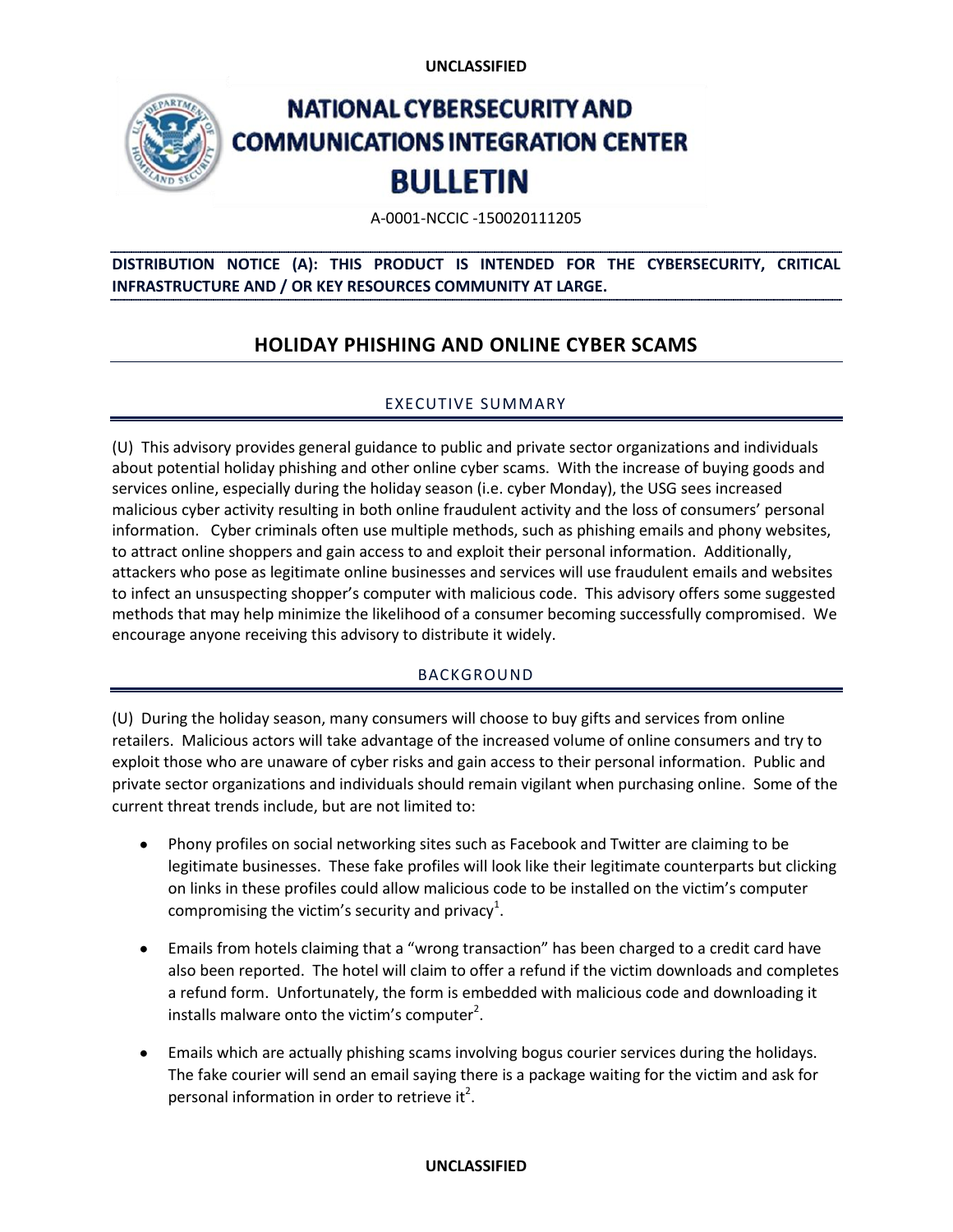UNCLASSIFIED

# NATIONAL CYBERSECURITY AND COMMUNICATIONS INTEGRATION CENTER BULLETIN

A-0001-NCCIC -150020111205

**DISTRIBUTION NOTICE (A): THIS PRODUCT IS INTENDED FOR THE CYBERSECURITY, CRITICAL INFRASTRUCTURE AND / OR KEY RESOURCES COMMUNITY AT LARGE.**

## HOLIDAY PHISHING AND ONLINE CYBER SCAMS

### EXECUTIVE SUMMARY

(U) This advisory provides general guidance to public and private sector organizations and individuals about potential holiday phishing and other online cyber scams. With the increase of buying goods and services online, especially during the holiday season (i.e. cyber Monday), the USG sees increased malicious cyber activity resulting in both online fraudulent activity and the loss of consumers' personal information. Cyber criminals often use multiple methods, such as phishing emails and phony websites, to attract online shoppers and gain access to and exploit their personal information. Additionally, attackers who pose as legitimate online businesses and services will use fraudulent emails and websites to infect an unsuspecting shopper's computer with malicious code. This advisory offers some suggested methods that may help minimize the likelihood of a consumer becoming successfully compromised. We encourage anyone receiving this advisory to distribute it widely.

### BACKGROUND

(U) During the holiday season, many consumers will choose to buy gifts and services from online retailers. Malicious actors will take advantage of the increased volume of online consumers and try to exploit those who are unaware of cyber risks and gain access to their personal information. Public and private sector organizations and individuals should remain vigilant when purchasing online. Some of the current threat trends include, but are not limited to:

- Phony profiles on social networking sites such as Facebook and Twitter are claiming to be legitimate businesses. These fake profiles will look like their legitimate counterparts but clicking on links in these profiles could allow malicious code to be installed on the victim's computer compromising the victim's security and privacy[1].

- Emails from hotels claiming that a "wrong transaction" has been charged to a credit card have also been reported. The hotel will claim to offer a refund if the victim downloads and completes a refund form. Unfortunately, the form is embedded with malicious code and downloading it installs malware onto the victim's computer[2].

- Emails which are actually phishing scams involving bogus courier services during the holidays. The fake courier will send an email saying there is a package waiting for the victim and ask for personal information in order to retrieve it[2].

UNCLASSIFIED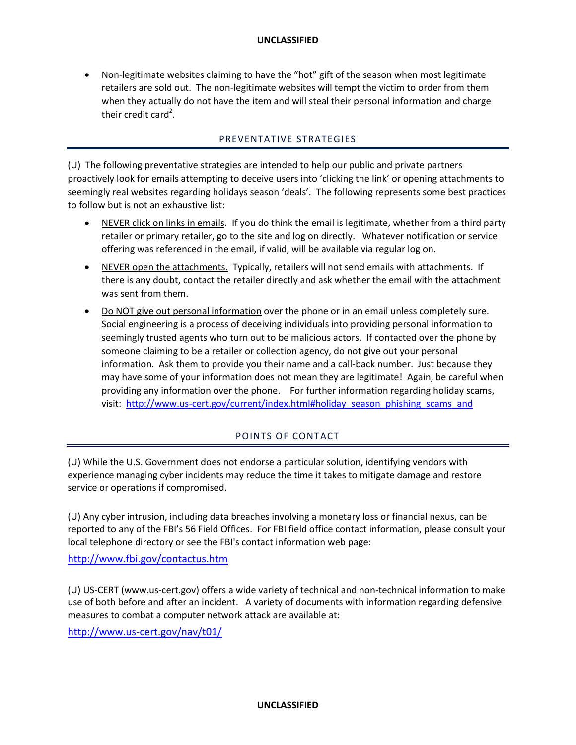- Non-legitimate websites claiming to have the "hot" gift of the season when most legitimate retailers are sold out. The non-legitimate websites will tempt the victim to order from them when they actually do not have the item and will steal their personal information and charge their credit card[2].

## PREVENTATIVE STRATEGIES

(U) The following preventative strategies are intended to help our public and private partners proactively look for emails attempting to deceive users into 'clicking the link' or opening attachments to seemingly real websites regarding holidays season 'deals'. The following represents some best practices to follow but is not an exhaustive list:

- NEVER click on links in emails. If you do think the email is legitimate, whether from a third party retailer or primary retailer, go to the site and log on directly. Whatever notification or service offering was referenced in the email, if valid, will be available via regular log on.
- NEVER open the attachments. Typically, retailers will not send emails with attachments. If there is any doubt, contact the retailer directly and ask whether the email with the attachment was sent from them.
- Do NOT give out personal information over the phone or in an email unless completely sure. Social engineering is a process of deceiving individuals into providing personal information to seemingly trusted agents who turn out to be malicious actors. If contacted over the phone by someone claiming to be a retailer or collection agency, do not give out your personal information. Ask them to provide you their name and a call-back number. Just because they may have some of your information does not mean they are legitimate! Again, be careful when providing any information over the phone. For further information regarding holiday scams, visit: http://www.us-cert.gov/current/index.html#holiday_season_phishing_scams_and

## POINTS OF CONTACT

(U) While the U.S. Government does not endorse a particular solution, identifying vendors with experience managing cyber incidents may reduce the time it takes to mitigate damage and restore service or operations if compromised.

(U) Any cyber intrusion, including data breaches involving a monetary loss or financial nexus, can be reported to any of the FBI's 56 Field Offices. For FBI field office contact information, please consult your local telephone directory or see the FBI's contact information web page:

http://www.fbi.gov/contactus.htm

(U) US-CERT (www.us-cert.gov) offers a wide variety of technical and non-technical information to make use of both before and after an incident. A variety of documents with information regarding defensive measures to combat a computer network attack are available at:

http://www.us-cert.gov/nav/t01/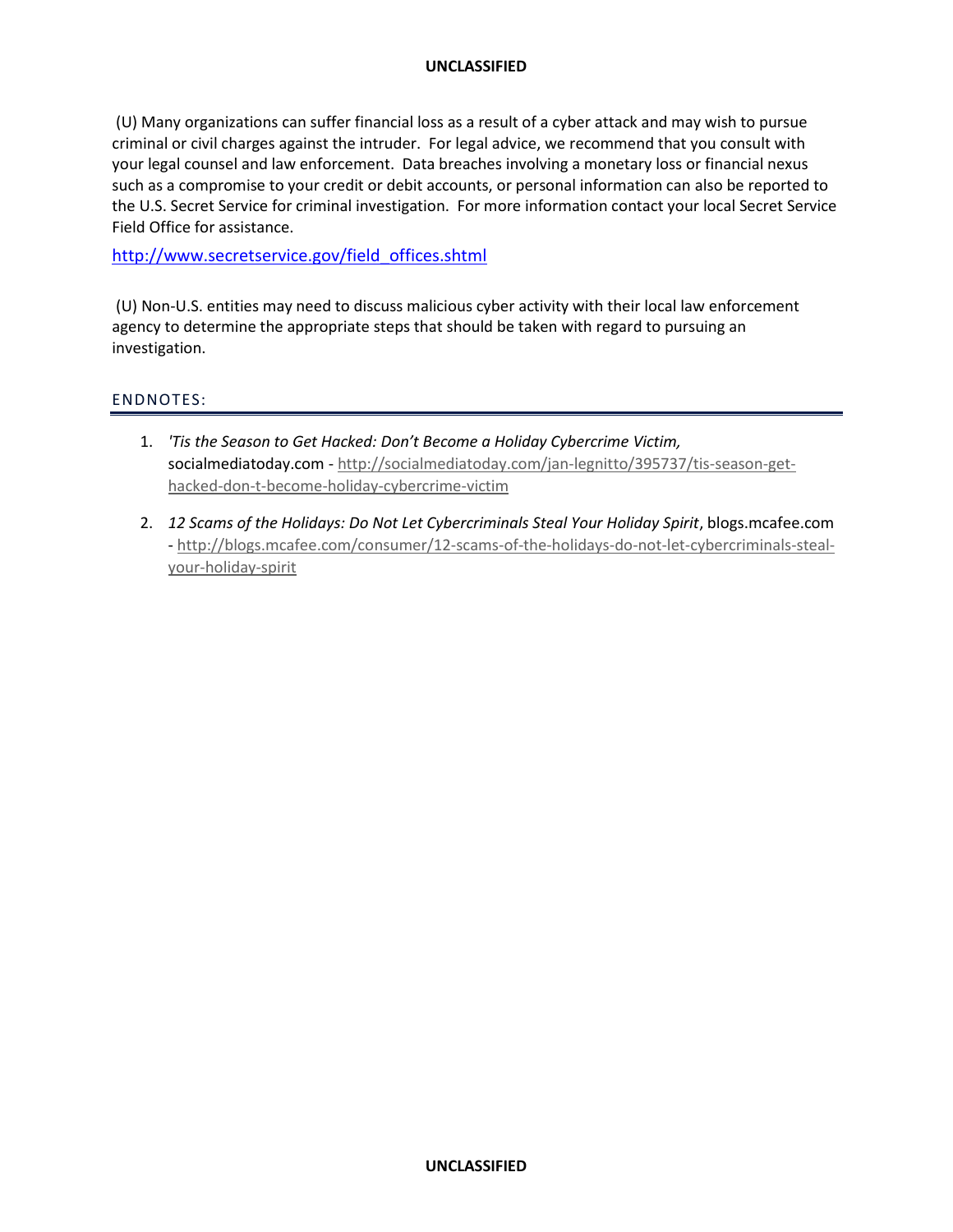(U) Many organizations can suffer financial loss as a result of a cyber attack and may wish to pursue criminal or civil charges against the intruder. For legal advice, we recommend that you consult with your legal counsel and law enforcement. Data breaches involving a monetary loss or financial nexus such as a compromise to your credit or debit accounts, or personal information can also be reported to the U.S. Secret Service for criminal investigation. For more information contact your local Secret Service Field Office for assistance.

http://www.secretservice.gov/field_offices.shtml

(U) Non-U.S. entities may need to discuss malicious cyber activity with their local law enforcement agency to determine the appropriate steps that should be taken with regard to pursuing an investigation.

## ENDNOTES:

1. *'Tis the Season to Get Hacked: Don't Become a Holiday Cybercrime Victim,* socialmediatoday.com - http://socialmediatoday.com/jan-legnitto/395737/tis-season-get-hacked-don-t-become-holiday-cybercrime-victim
2. *12 Scams of the Holidays: Do Not Let Cybercriminals Steal Your Holiday Spirit*, blogs.mcafee.com - http://blogs.mcafee.com/consumer/12-scams-of-the-holidays-do-not-let-cybercriminals-steal-your-holiday-spirit